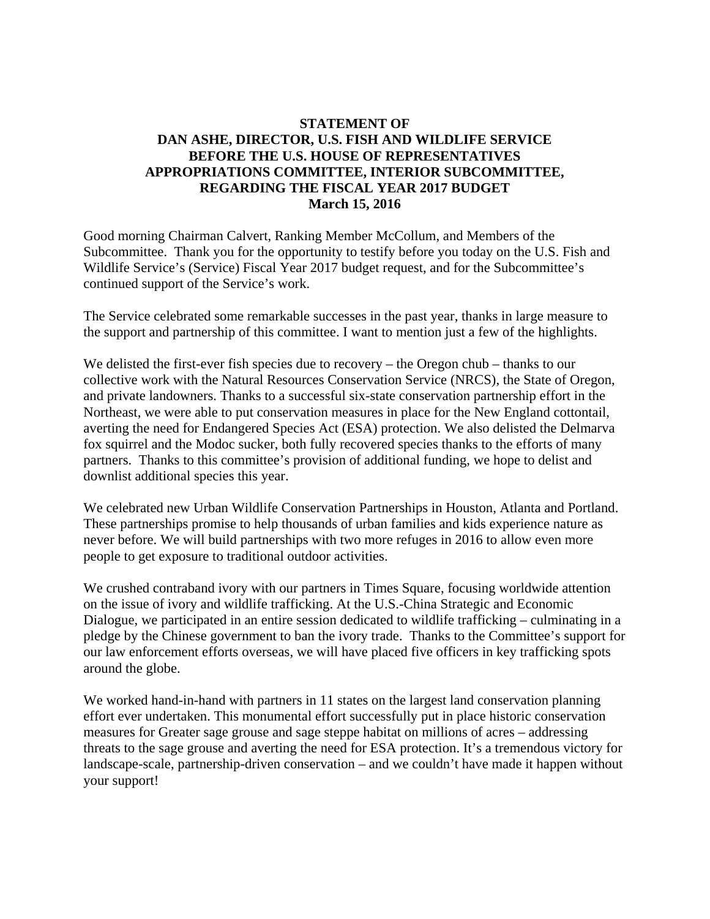**STATEMENT OF**
**DAN ASHE, DIRECTOR, U.S. FISH AND WILDLIFE SERVICE**
**BEFORE THE U.S. HOUSE OF REPRESENTATIVES**
**APPROPRIATIONS COMMITTEE, INTERIOR SUBCOMMITTEE,**
**REGARDING THE FISCAL YEAR 2017 BUDGET**
**March 15, 2016**

Good morning Chairman Calvert, Ranking Member McCollum, and Members of the Subcommittee. Thank you for the opportunity to testify before you today on the U.S. Fish and Wildlife Service's (Service) Fiscal Year 2017 budget request, and for the Subcommittee's continued support of the Service's work.

The Service celebrated some remarkable successes in the past year, thanks in large measure to the support and partnership of this committee. I want to mention just a few of the highlights.

We delisted the first-ever fish species due to recovery – the Oregon chub – thanks to our collective work with the Natural Resources Conservation Service (NRCS), the State of Oregon, and private landowners. Thanks to a successful six-state conservation partnership effort in the Northeast, we were able to put conservation measures in place for the New England cottontail, averting the need for Endangered Species Act (ESA) protection. We also delisted the Delmarva fox squirrel and the Modoc sucker, both fully recovered species thanks to the efforts of many partners. Thanks to this committee's provision of additional funding, we hope to delist and downlist additional species this year.

We celebrated new Urban Wildlife Conservation Partnerships in Houston, Atlanta and Portland. These partnerships promise to help thousands of urban families and kids experience nature as never before. We will build partnerships with two more refuges in 2016 to allow even more people to get exposure to traditional outdoor activities.

We crushed contraband ivory with our partners in Times Square, focusing worldwide attention on the issue of ivory and wildlife trafficking. At the U.S.-China Strategic and Economic Dialogue, we participated in an entire session dedicated to wildlife trafficking – culminating in a pledge by the Chinese government to ban the ivory trade. Thanks to the Committee's support for our law enforcement efforts overseas, we will have placed five officers in key trafficking spots around the globe.

We worked hand-in-hand with partners in 11 states on the largest land conservation planning effort ever undertaken. This monumental effort successfully put in place historic conservation measures for Greater sage grouse and sage steppe habitat on millions of acres – addressing threats to the sage grouse and averting the need for ESA protection. It's a tremendous victory for landscape-scale, partnership-driven conservation – and we couldn't have made it happen without your support!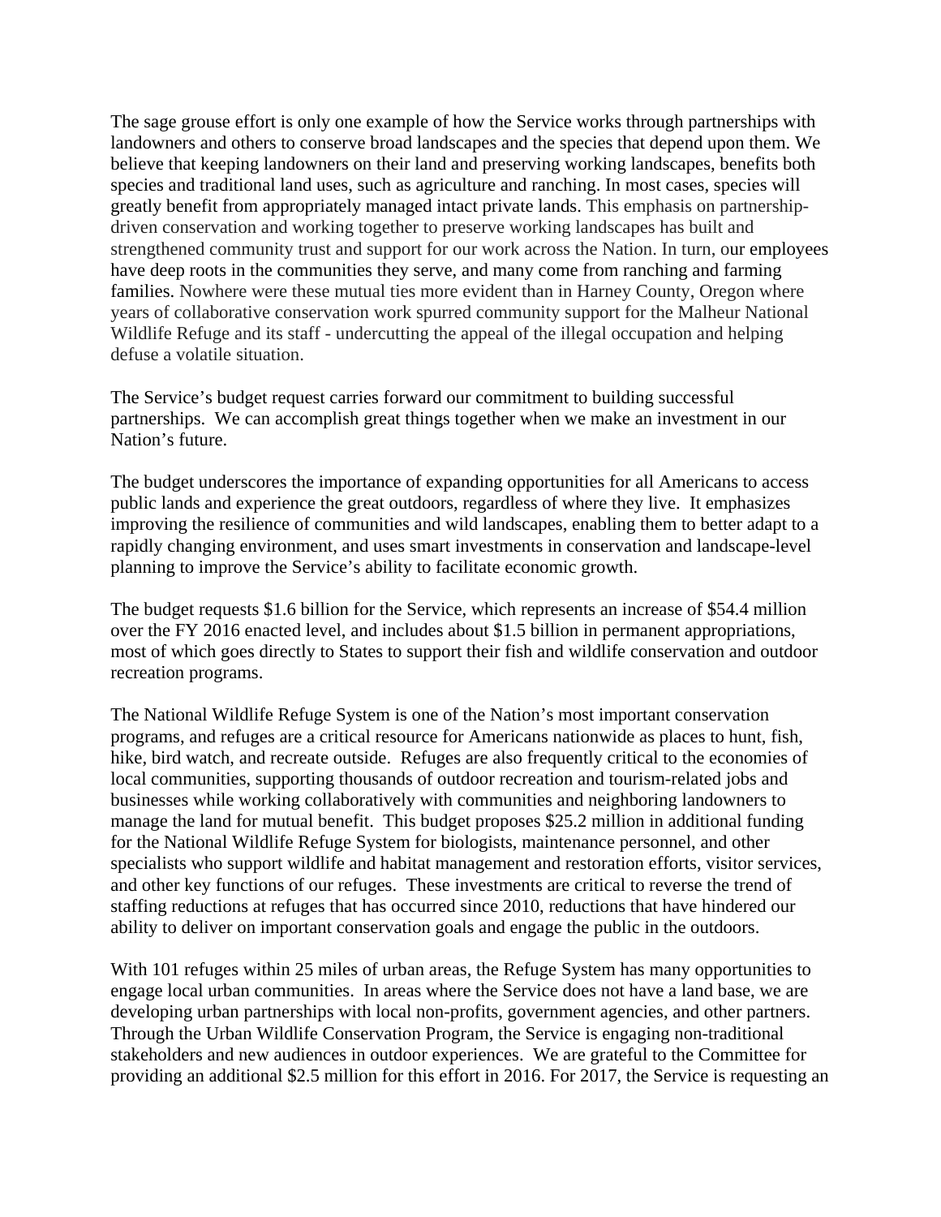The sage grouse effort is only one example of how the Service works through partnerships with landowners and others to conserve broad landscapes and the species that depend upon them. We believe that keeping landowners on their land and preserving working landscapes, benefits both species and traditional land uses, such as agriculture and ranching. In most cases, species will greatly benefit from appropriately managed intact private lands. This emphasis on partnership-driven conservation and working together to preserve working landscapes has built and strengthened community trust and support for our work across the Nation. In turn, our employees have deep roots in the communities they serve, and many come from ranching and farming families. Nowhere were these mutual ties more evident than in Harney County, Oregon where years of collaborative conservation work spurred community support for the Malheur National Wildlife Refuge and its staff - undercutting the appeal of the illegal occupation and helping defuse a volatile situation.

The Service's budget request carries forward our commitment to building successful partnerships. We can accomplish great things together when we make an investment in our Nation's future.

The budget underscores the importance of expanding opportunities for all Americans to access public lands and experience the great outdoors, regardless of where they live. It emphasizes improving the resilience of communities and wild landscapes, enabling them to better adapt to a rapidly changing environment, and uses smart investments in conservation and landscape-level planning to improve the Service's ability to facilitate economic growth.

The budget requests $1.6 billion for the Service, which represents an increase of $54.4 million over the FY 2016 enacted level, and includes about $1.5 billion in permanent appropriations, most of which goes directly to States to support their fish and wildlife conservation and outdoor recreation programs.

The National Wildlife Refuge System is one of the Nation's most important conservation programs, and refuges are a critical resource for Americans nationwide as places to hunt, fish, hike, bird watch, and recreate outside. Refuges are also frequently critical to the economies of local communities, supporting thousands of outdoor recreation and tourism-related jobs and businesses while working collaboratively with communities and neighboring landowners to manage the land for mutual benefit. This budget proposes $25.2 million in additional funding for the National Wildlife Refuge System for biologists, maintenance personnel, and other specialists who support wildlife and habitat management and restoration efforts, visitor services, and other key functions of our refuges. These investments are critical to reverse the trend of staffing reductions at refuges that has occurred since 2010, reductions that have hindered our ability to deliver on important conservation goals and engage the public in the outdoors.

With 101 refuges within 25 miles of urban areas, the Refuge System has many opportunities to engage local urban communities. In areas where the Service does not have a land base, we are developing urban partnerships with local non-profits, government agencies, and other partners. Through the Urban Wildlife Conservation Program, the Service is engaging non-traditional stakeholders and new audiences in outdoor experiences. We are grateful to the Committee for providing an additional $2.5 million for this effort in 2016. For 2017, the Service is requesting an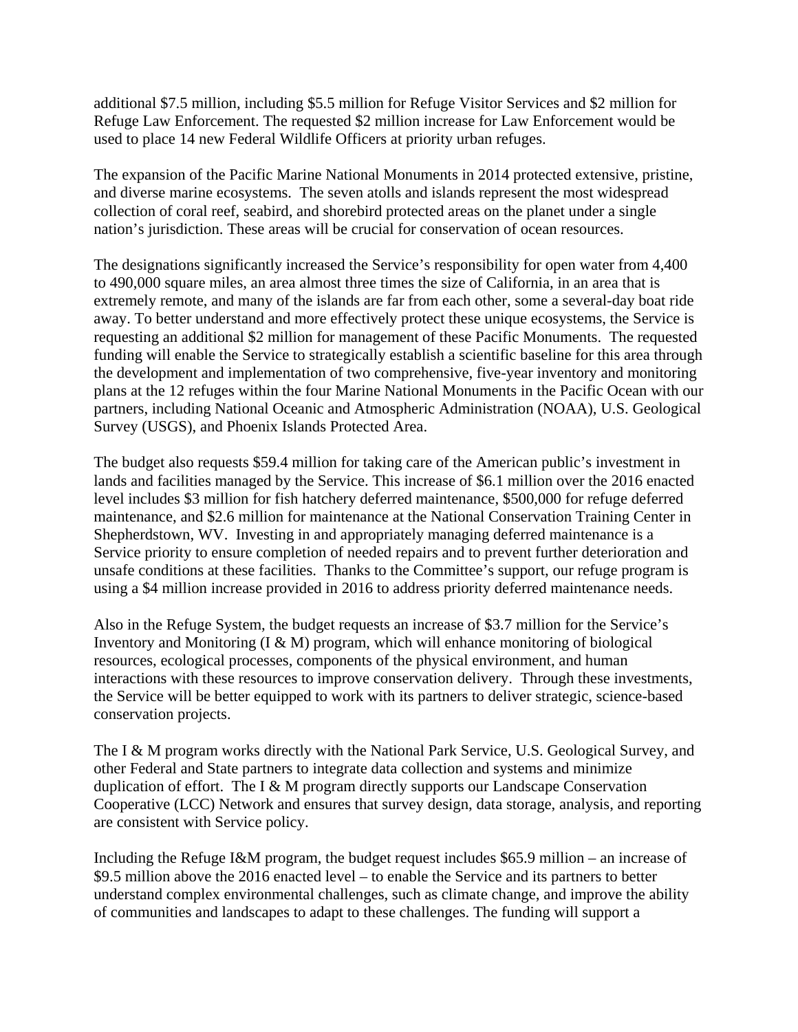additional $7.5 million, including $5.5 million for Refuge Visitor Services and $2 million for Refuge Law Enforcement. The requested $2 million increase for Law Enforcement would be used to place 14 new Federal Wildlife Officers at priority urban refuges.

The expansion of the Pacific Marine National Monuments in 2014 protected extensive, pristine, and diverse marine ecosystems. The seven atolls and islands represent the most widespread collection of coral reef, seabird, and shorebird protected areas on the planet under a single nation's jurisdiction. These areas will be crucial for conservation of ocean resources.

The designations significantly increased the Service's responsibility for open water from 4,400 to 490,000 square miles, an area almost three times the size of California, in an area that is extremely remote, and many of the islands are far from each other, some a several-day boat ride away. To better understand and more effectively protect these unique ecosystems, the Service is requesting an additional $2 million for management of these Pacific Monuments. The requested funding will enable the Service to strategically establish a scientific baseline for this area through the development and implementation of two comprehensive, five-year inventory and monitoring plans at the 12 refuges within the four Marine National Monuments in the Pacific Ocean with our partners, including National Oceanic and Atmospheric Administration (NOAA), U.S. Geological Survey (USGS), and Phoenix Islands Protected Area.

The budget also requests $59.4 million for taking care of the American public's investment in lands and facilities managed by the Service. This increase of $6.1 million over the 2016 enacted level includes $3 million for fish hatchery deferred maintenance, $500,000 for refuge deferred maintenance, and $2.6 million for maintenance at the National Conservation Training Center in Shepherdstown, WV. Investing in and appropriately managing deferred maintenance is a Service priority to ensure completion of needed repairs and to prevent further deterioration and unsafe conditions at these facilities. Thanks to the Committee's support, our refuge program is using a $4 million increase provided in 2016 to address priority deferred maintenance needs.

Also in the Refuge System, the budget requests an increase of $3.7 million for the Service's Inventory and Monitoring (I & M) program, which will enhance monitoring of biological resources, ecological processes, components of the physical environment, and human interactions with these resources to improve conservation delivery. Through these investments, the Service will be better equipped to work with its partners to deliver strategic, science-based conservation projects.

The I & M program works directly with the National Park Service, U.S. Geological Survey, and other Federal and State partners to integrate data collection and systems and minimize duplication of effort. The I & M program directly supports our Landscape Conservation Cooperative (LCC) Network and ensures that survey design, data storage, analysis, and reporting are consistent with Service policy.

Including the Refuge I&M program, the budget request includes $65.9 million – an increase of $9.5 million above the 2016 enacted level – to enable the Service and its partners to better understand complex environmental challenges, such as climate change, and improve the ability of communities and landscapes to adapt to these challenges. The funding will support a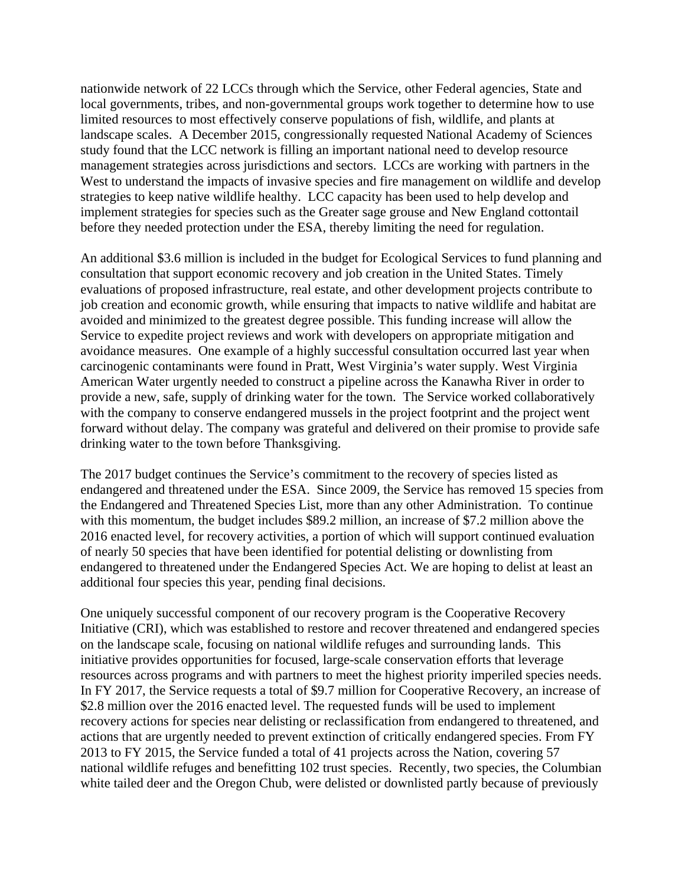nationwide network of 22 LCCs through which the Service, other Federal agencies, State and local governments, tribes, and non-governmental groups work together to determine how to use limited resources to most effectively conserve populations of fish, wildlife, and plants at landscape scales. A December 2015, congressionally requested National Academy of Sciences study found that the LCC network is filling an important national need to develop resource management strategies across jurisdictions and sectors. LCCs are working with partners in the West to understand the impacts of invasive species and fire management on wildlife and develop strategies to keep native wildlife healthy. LCC capacity has been used to help develop and implement strategies for species such as the Greater sage grouse and New England cottontail before they needed protection under the ESA, thereby limiting the need for regulation.

An additional $3.6 million is included in the budget for Ecological Services to fund planning and consultation that support economic recovery and job creation in the United States. Timely evaluations of proposed infrastructure, real estate, and other development projects contribute to job creation and economic growth, while ensuring that impacts to native wildlife and habitat are avoided and minimized to the greatest degree possible. This funding increase will allow the Service to expedite project reviews and work with developers on appropriate mitigation and avoidance measures. One example of a highly successful consultation occurred last year when carcinogenic contaminants were found in Pratt, West Virginia's water supply. West Virginia American Water urgently needed to construct a pipeline across the Kanawha River in order to provide a new, safe, supply of drinking water for the town. The Service worked collaboratively with the company to conserve endangered mussels in the project footprint and the project went forward without delay. The company was grateful and delivered on their promise to provide safe drinking water to the town before Thanksgiving.

The 2017 budget continues the Service's commitment to the recovery of species listed as endangered and threatened under the ESA. Since 2009, the Service has removed 15 species from the Endangered and Threatened Species List, more than any other Administration. To continue with this momentum, the budget includes $89.2 million, an increase of $7.2 million above the 2016 enacted level, for recovery activities, a portion of which will support continued evaluation of nearly 50 species that have been identified for potential delisting or downlisting from endangered to threatened under the Endangered Species Act. We are hoping to delist at least an additional four species this year, pending final decisions.

One uniquely successful component of our recovery program is the Cooperative Recovery Initiative (CRI), which was established to restore and recover threatened and endangered species on the landscape scale, focusing on national wildlife refuges and surrounding lands. This initiative provides opportunities for focused, large-scale conservation efforts that leverage resources across programs and with partners to meet the highest priority imperiled species needs. In FY 2017, the Service requests a total of $9.7 million for Cooperative Recovery, an increase of $2.8 million over the 2016 enacted level. The requested funds will be used to implement recovery actions for species near delisting or reclassification from endangered to threatened, and actions that are urgently needed to prevent extinction of critically endangered species. From FY 2013 to FY 2015, the Service funded a total of 41 projects across the Nation, covering 57 national wildlife refuges and benefitting 102 trust species. Recently, two species, the Columbian white tailed deer and the Oregon Chub, were delisted or downlisted partly because of previously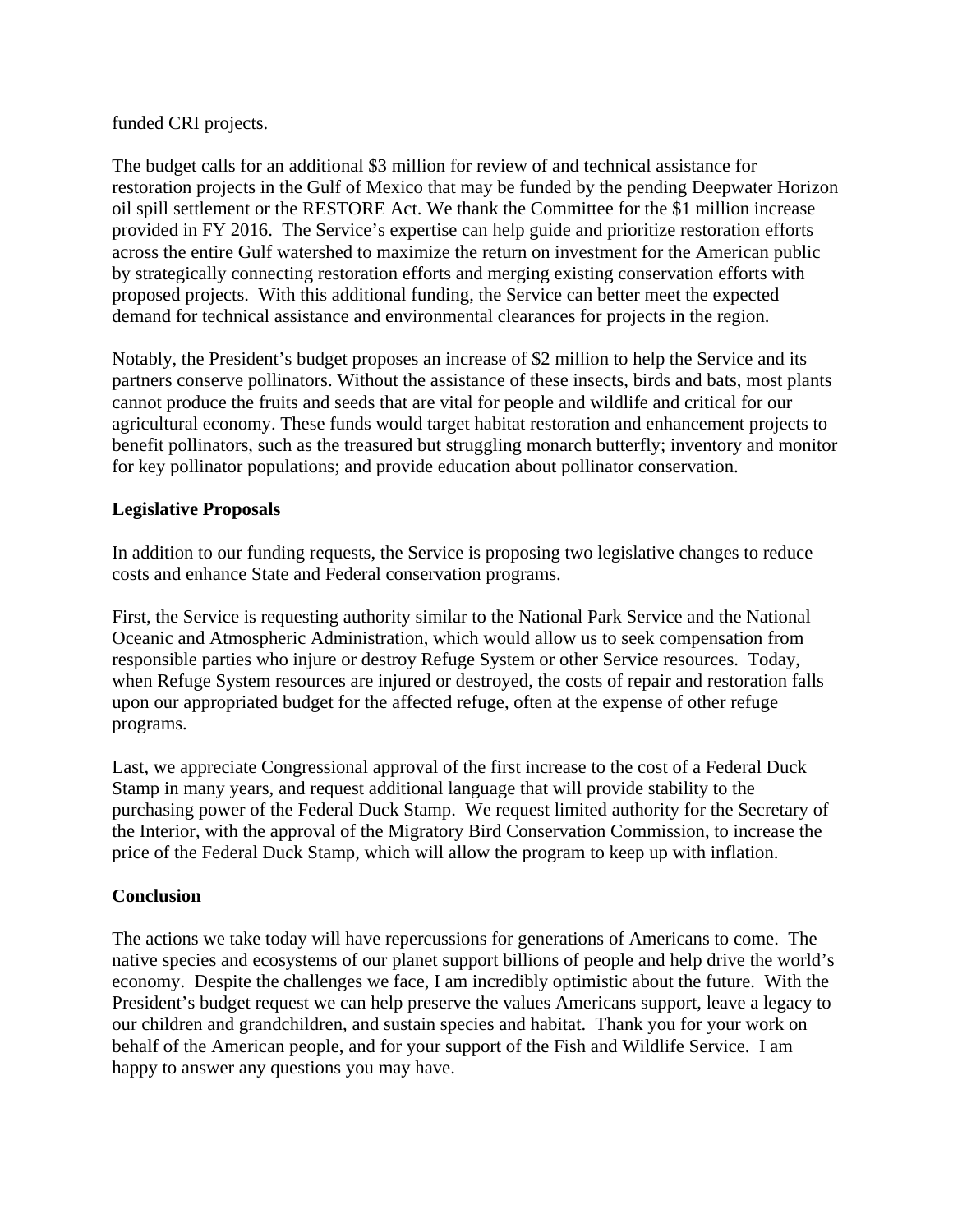funded CRI projects.

The budget calls for an additional $3 million for review of and technical assistance for restoration projects in the Gulf of Mexico that may be funded by the pending Deepwater Horizon oil spill settlement or the RESTORE Act. We thank the Committee for the $1 million increase provided in FY 2016. The Service's expertise can help guide and prioritize restoration efforts across the entire Gulf watershed to maximize the return on investment for the American public by strategically connecting restoration efforts and merging existing conservation efforts with proposed projects. With this additional funding, the Service can better meet the expected demand for technical assistance and environmental clearances for projects in the region.

Notably, the President's budget proposes an increase of $2 million to help the Service and its partners conserve pollinators. Without the assistance of these insects, birds and bats, most plants cannot produce the fruits and seeds that are vital for people and wildlife and critical for our agricultural economy. These funds would target habitat restoration and enhancement projects to benefit pollinators, such as the treasured but struggling monarch butterfly; inventory and monitor for key pollinator populations; and provide education about pollinator conservation.

**Legislative Proposals**

In addition to our funding requests, the Service is proposing two legislative changes to reduce costs and enhance State and Federal conservation programs.

First, the Service is requesting authority similar to the National Park Service and the National Oceanic and Atmospheric Administration, which would allow us to seek compensation from responsible parties who injure or destroy Refuge System or other Service resources. Today, when Refuge System resources are injured or destroyed, the costs of repair and restoration falls upon our appropriated budget for the affected refuge, often at the expense of other refuge programs.

Last, we appreciate Congressional approval of the first increase to the cost of a Federal Duck Stamp in many years, and request additional language that will provide stability to the purchasing power of the Federal Duck Stamp. We request limited authority for the Secretary of the Interior, with the approval of the Migratory Bird Conservation Commission, to increase the price of the Federal Duck Stamp, which will allow the program to keep up with inflation.

**Conclusion**

The actions we take today will have repercussions for generations of Americans to come. The native species and ecosystems of our planet support billions of people and help drive the world's economy. Despite the challenges we face, I am incredibly optimistic about the future. With the President's budget request we can help preserve the values Americans support, leave a legacy to our children and grandchildren, and sustain species and habitat. Thank you for your work on behalf of the American people, and for your support of the Fish and Wildlife Service. I am happy to answer any questions you may have.